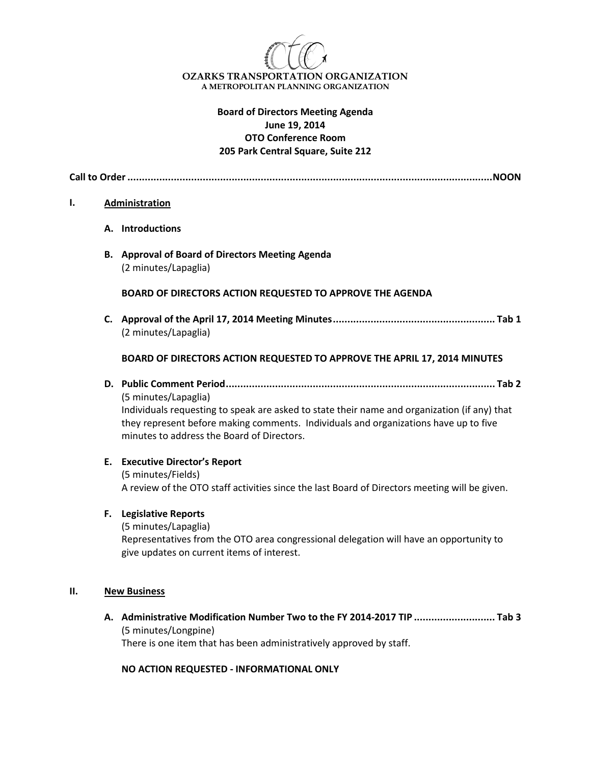**OZARKS TRANSPORTATION ORGANIZATION**
A METROPOLITAN PLANNING ORGANIZATION

# Board of Directors Meeting Agenda
**June 19, 2014**
**OTO Conference Room**
**205 Park Central Square, Suite 212**

**Call to Order ........................................................................................................................NOON**

## I. Administration

**A. Introductions**

**B. Approval of Board of Directors Meeting Agenda**
(2 minutes/Lapaglia)

**BOARD OF DIRECTORS ACTION REQUESTED TO APPROVE THE AGENDA**

**C. Approval of the April 17, 2014 Meeting Minutes ........................................................ Tab 1**
(2 minutes/Lapaglia)

**BOARD OF DIRECTORS ACTION REQUESTED TO APPROVE THE APRIL 17, 2014 MINUTES**

**D. Public Comment Period ............................................................................................ Tab 2**
(5 minutes/Lapaglia)
Individuals requesting to speak are asked to state their name and organization (if any) that they represent before making comments. Individuals and organizations have up to five minutes to address the Board of Directors.

**E. Executive Director's Report**
(5 minutes/Fields)
A review of the OTO staff activities since the last Board of Directors meeting will be given.

**F. Legislative Reports**
(5 minutes/Lapaglia)
Representatives from the OTO area congressional delegation will have an opportunity to give updates on current items of interest.

## II. New Business

**A. Administrative Modification Number Two to the FY 2014-2017 TIP ............................ Tab 3**
(5 minutes/Longpine)
There is one item that has been administratively approved by staff.

**NO ACTION REQUESTED - INFORMATIONAL ONLY**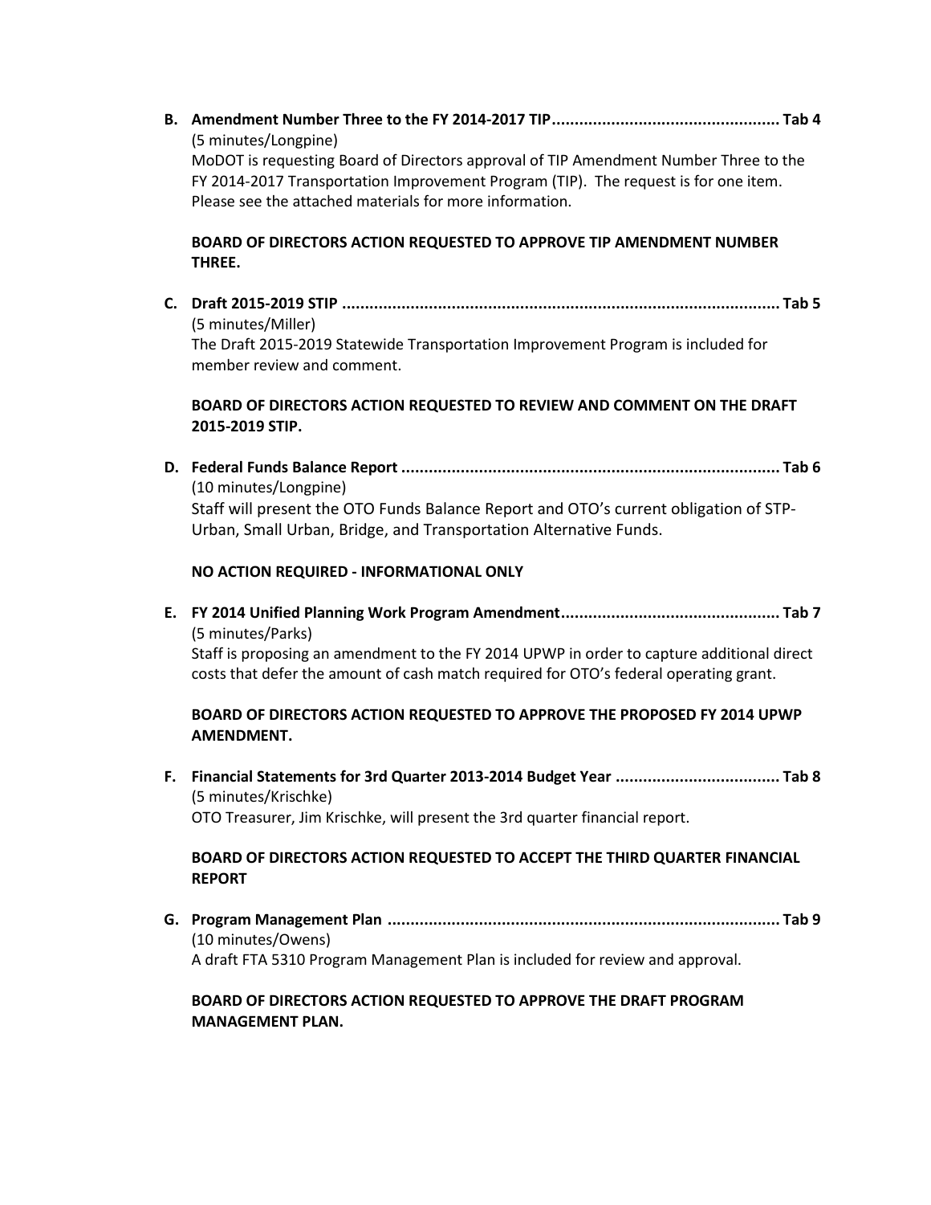**B. Amendment Number Three to the FY 2014-2017 TIP................................................. Tab 4**

(5 minutes/Longpine)

MoDOT is requesting Board of Directors approval of TIP Amendment Number Three to the FY 2014-2017 Transportation Improvement Program (TIP). The request is for one item. Please see the attached materials for more information.

**BOARD OF DIRECTORS ACTION REQUESTED TO APPROVE TIP AMENDMENT NUMBER THREE.**

**C. Draft 2015-2019 STIP ............................................................................................... Tab 5**

(5 minutes/Miller)

The Draft 2015-2019 Statewide Transportation Improvement Program is included for member review and comment.

**BOARD OF DIRECTORS ACTION REQUESTED TO REVIEW AND COMMENT ON THE DRAFT 2015-2019 STIP.**

**D. Federal Funds Balance Report .................................................................................. Tab 6**

(10 minutes/Longpine)

Staff will present the OTO Funds Balance Report and OTO's current obligation of STP-Urban, Small Urban, Bridge, and Transportation Alternative Funds.

**NO ACTION REQUIRED - INFORMATIONAL ONLY**

**E. FY 2014 Unified Planning Work Program Amendment................................................ Tab 7**

(5 minutes/Parks)

Staff is proposing an amendment to the FY 2014 UPWP in order to capture additional direct costs that defer the amount of cash match required for OTO's federal operating grant.

**BOARD OF DIRECTORS ACTION REQUESTED TO APPROVE THE PROPOSED FY 2014 UPWP AMENDMENT.**

**F. Financial Statements for 3rd Quarter 2013-2014 Budget Year .................................... Tab 8**

(5 minutes/Krischke)

OTO Treasurer, Jim Krischke, will present the 3rd quarter financial report.

**BOARD OF DIRECTORS ACTION REQUESTED TO ACCEPT THE THIRD QUARTER FINANCIAL REPORT**

**G. Program Management Plan ...................................................................................... Tab 9**

(10 minutes/Owens)

A draft FTA 5310 Program Management Plan is included for review and approval.

**BOARD OF DIRECTORS ACTION REQUESTED TO APPROVE THE DRAFT PROGRAM MANAGEMENT PLAN.**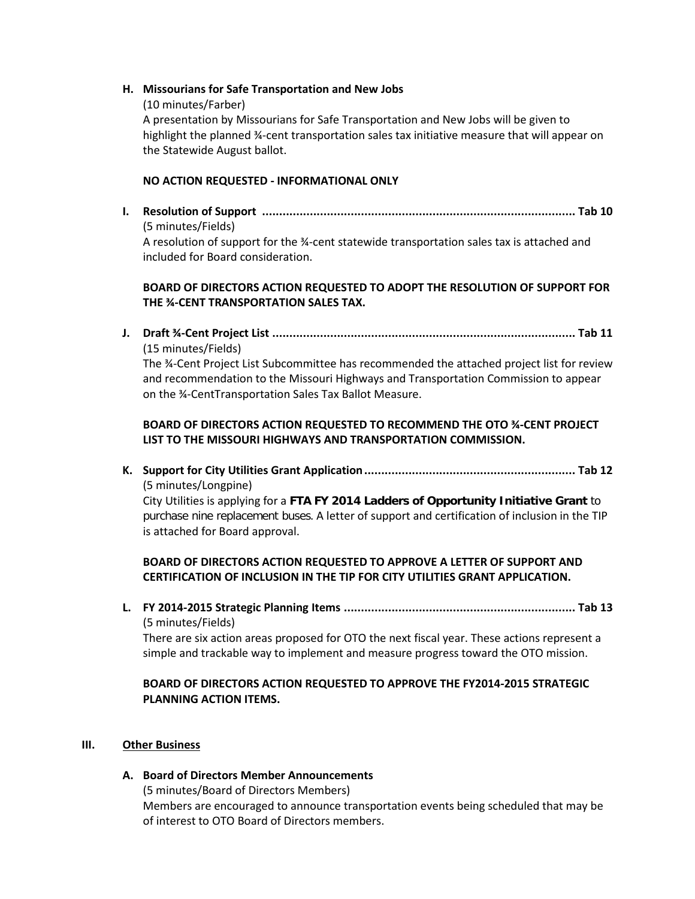**H. Missourians for Safe Transportation and New Jobs**

(10 minutes/Farber)

A presentation by Missourians for Safe Transportation and New Jobs will be given to highlight the planned ¾-cent transportation sales tax initiative measure that will appear on the Statewide August ballot.

**NO ACTION REQUESTED - INFORMATIONAL ONLY**

**I. Resolution of Support ........................................................................................... Tab 10**

(5 minutes/Fields)

A resolution of support for the ¾-cent statewide transportation sales tax is attached and included for Board consideration.

**BOARD OF DIRECTORS ACTION REQUESTED TO ADOPT THE RESOLUTION OF SUPPORT FOR THE ¾-CENT TRANSPORTATION SALES TAX.**

**J. Draft ¾-Cent Project List ......................................................................................... Tab 11**

(15 minutes/Fields)

The ¾-Cent Project List Subcommittee has recommended the attached project list for review and recommendation to the Missouri Highways and Transportation Commission to appear on the ¾-CentTransportation Sales Tax Ballot Measure.

**BOARD OF DIRECTORS ACTION REQUESTED TO RECOMMEND THE OTO ¾-CENT PROJECT LIST TO THE MISSOURI HIGHWAYS AND TRANSPORTATION COMMISSION.**

**K. Support for City Utilities Grant Application.............................................................. Tab 12**

(5 minutes/Longpine)

City Utilities is applying for a **FTA FY 2014 Ladders of Opportunity Initiative Grant** to purchase nine replacement buses. A letter of support and certification of inclusion in the TIP is attached for Board approval.

**BOARD OF DIRECTORS ACTION REQUESTED TO APPROVE A LETTER OF SUPPORT AND CERTIFICATION OF INCLUSION IN THE TIP FOR CITY UTILITIES GRANT APPLICATION.**

**L. FY 2014-2015 Strategic Planning Items .................................................................... Tab 13**

(5 minutes/Fields)

There are six action areas proposed for OTO the next fiscal year. These actions represent a simple and trackable way to implement and measure progress toward the OTO mission.

**BOARD OF DIRECTORS ACTION REQUESTED TO APPROVE THE FY2014-2015 STRATEGIC PLANNING ACTION ITEMS.**

## III. Other Business

**A. Board of Directors Member Announcements**

(5 minutes/Board of Directors Members)

Members are encouraged to announce transportation events being scheduled that may be of interest to OTO Board of Directors members.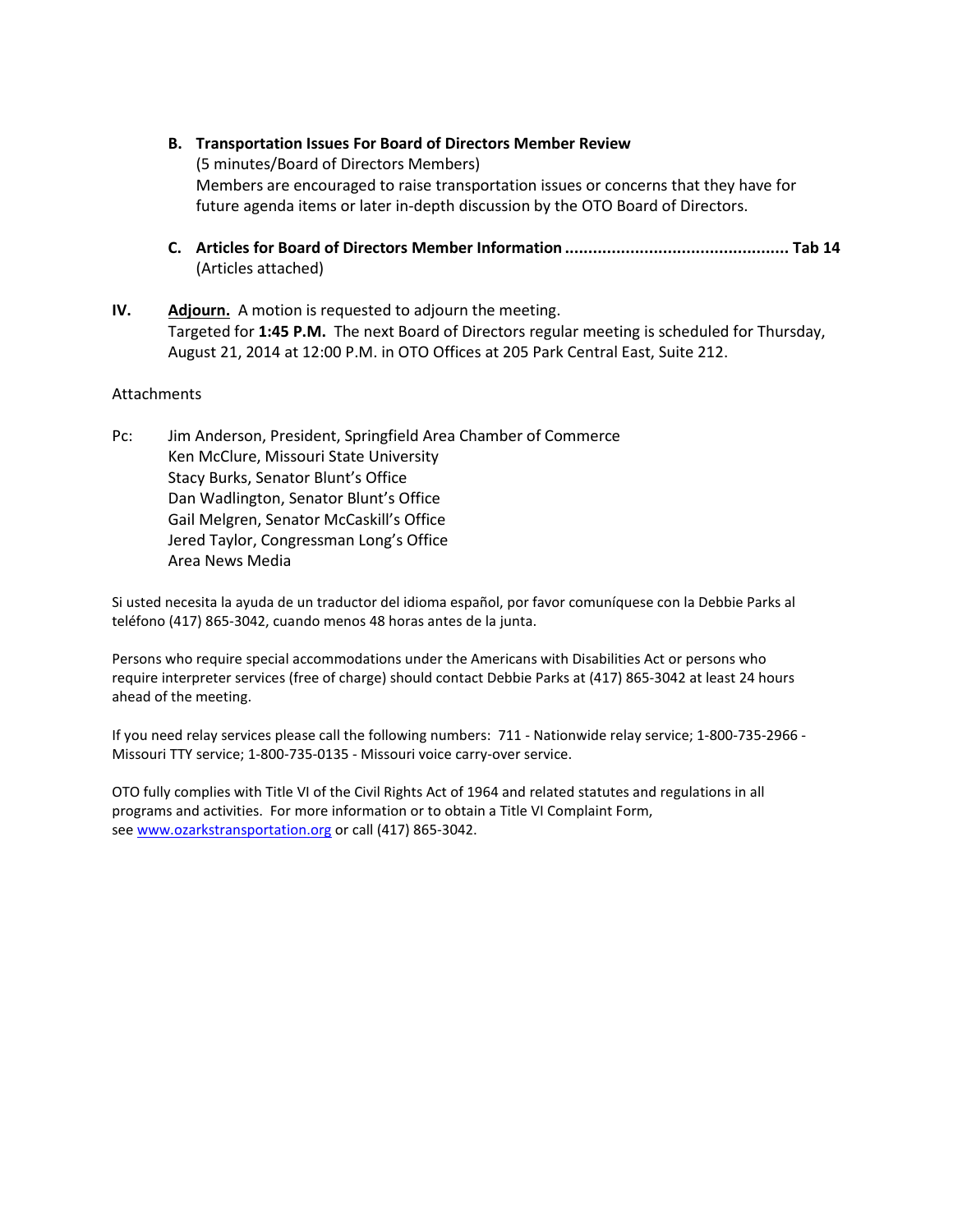**B. Transportation Issues For Board of Directors Member Review**
(5 minutes/Board of Directors Members)
Members are encouraged to raise transportation issues or concerns that they have for future agenda items or later in-depth discussion by the OTO Board of Directors.

**C. Articles for Board of Directors Member Information ................................................ Tab 14**
(Articles attached)

**IV.** **Adjourn.** A motion is requested to adjourn the meeting.
Targeted for **1:45 P.M.** The next Board of Directors regular meeting is scheduled for Thursday, August 21, 2014 at 12:00 P.M. in OTO Offices at 205 Park Central East, Suite 212.

Attachments

Pc: Jim Anderson, President, Springfield Area Chamber of Commerce
Ken McClure, Missouri State University
Stacy Burks, Senator Blunt's Office
Dan Wadlington, Senator Blunt's Office
Gail Melgren, Senator McCaskill's Office
Jered Taylor, Congressman Long's Office
Area News Media

Si usted necesita la ayuda de un traductor del idioma español, por favor comuníquese con la Debbie Parks al teléfono (417) 865-3042, cuando menos 48 horas antes de la junta.

Persons who require special accommodations under the Americans with Disabilities Act or persons who require interpreter services (free of charge) should contact Debbie Parks at (417) 865-3042 at least 24 hours ahead of the meeting.

If you need relay services please call the following numbers: 711 - Nationwide relay service; 1-800-735-2966 - Missouri TTY service; 1-800-735-0135 - Missouri voice carry-over service.

OTO fully complies with Title VI of the Civil Rights Act of 1964 and related statutes and regulations in all programs and activities. For more information or to obtain a Title VI Complaint Form, see www.ozarkstransportation.org or call (417) 865-3042.